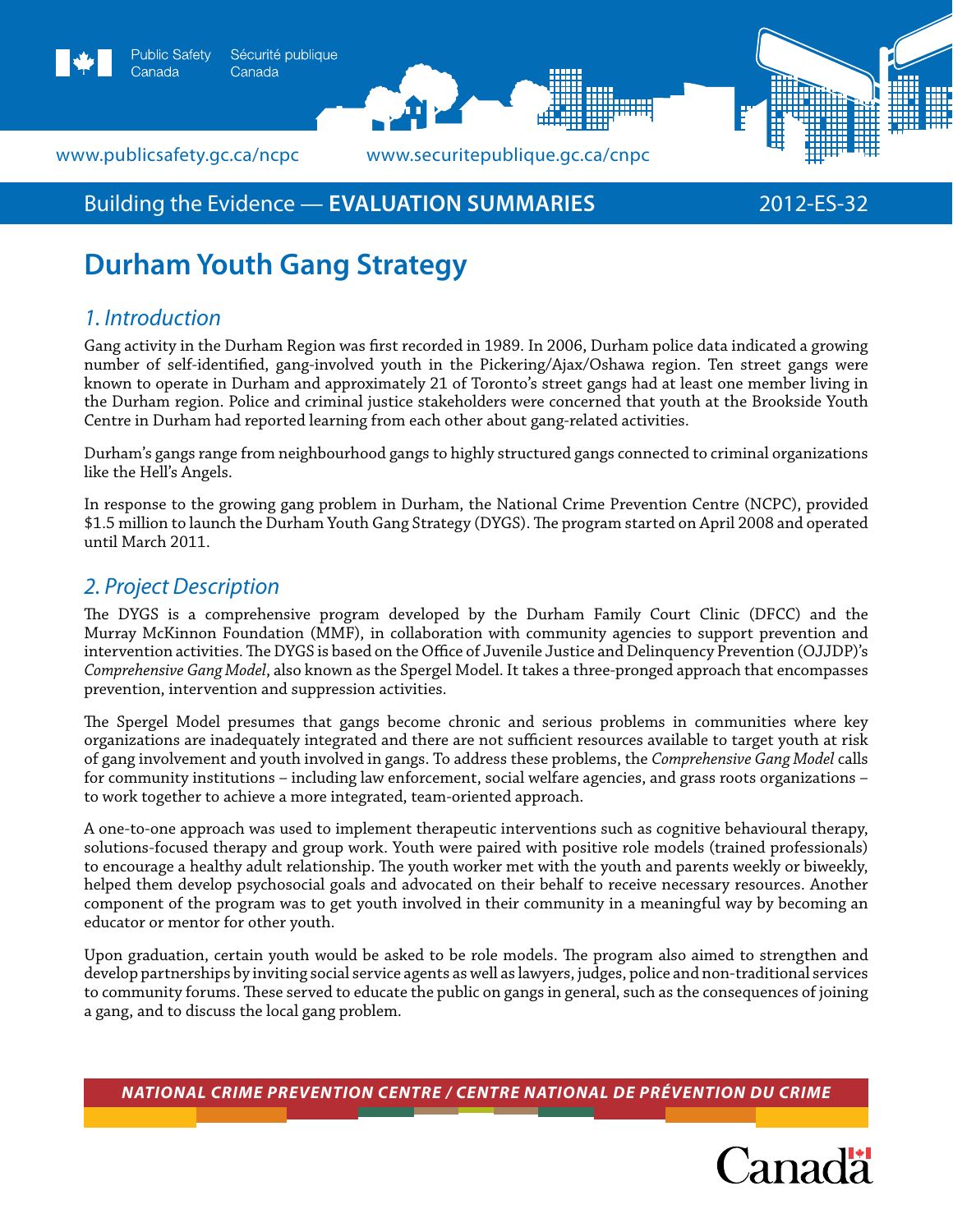Public Safety Canada / Sécurité publique Canada

www.publicsafety.gc.ca/ncpc www.securitepublique.gc.ca/cnpc

Building the Evidence — **EVALUATION SUMMARIES** 2012-ES-32

# Durham Youth Gang Strategy

## *1. Introduction*

Gang activity in the Durham Region was first recorded in 1989. In 2006, Durham police data indicated a growing number of self-identified, gang-involved youth in the Pickering/Ajax/Oshawa region. Ten street gangs were known to operate in Durham and approximately 21 of Toronto's street gangs had at least one member living in the Durham region. Police and criminal justice stakeholders were concerned that youth at the Brookside Youth Centre in Durham had reported learning from each other about gang-related activities.

Durham's gangs range from neighbourhood gangs to highly structured gangs connected to criminal organizations like the Hell's Angels.

In response to the growing gang problem in Durham, the National Crime Prevention Centre (NCPC), provided $1.5 million to launch the Durham Youth Gang Strategy (DYGS). The program started on April 2008 and operated until March 2011.

## *2. Project Description*

The DYGS is a comprehensive program developed by the Durham Family Court Clinic (DFCC) and the Murray McKinnon Foundation (MMF), in collaboration with community agencies to support prevention and intervention activities. The DYGS is based on the Office of Juvenile Justice and Delinquency Prevention (OJJDP)'s *Comprehensive Gang Model*, also known as the Spergel Model. It takes a three-pronged approach that encompasses prevention, intervention and suppression activities.

The Spergel Model presumes that gangs become chronic and serious problems in communities where key organizations are inadequately integrated and there are not sufficient resources available to target youth at risk of gang involvement and youth involved in gangs. To address these problems, the *Comprehensive Gang Model* calls for community institutions – including law enforcement, social welfare agencies, and grass roots organizations – to work together to achieve a more integrated, team-oriented approach.

A one-to-one approach was used to implement therapeutic interventions such as cognitive behavioural therapy, solutions-focused therapy and group work. Youth were paired with positive role models (trained professionals) to encourage a healthy adult relationship. The youth worker met with the youth and parents weekly or biweekly, helped them develop psychosocial goals and advocated on their behalf to receive necessary resources. Another component of the program was to get youth involved in their community in a meaningful way by becoming an educator or mentor for other youth.

Upon graduation, certain youth would be asked to be role models. The program also aimed to strengthen and develop partnerships by inviting social service agents as well as lawyers, judges, police and non-traditional services to community forums. These served to educate the public on gangs in general, such as the consequences of joining a gang, and to discuss the local gang problem.

NATIONAL CRIME PREVENTION CENTRE / CENTRE NATIONAL DE PRÉVENTION DU CRIME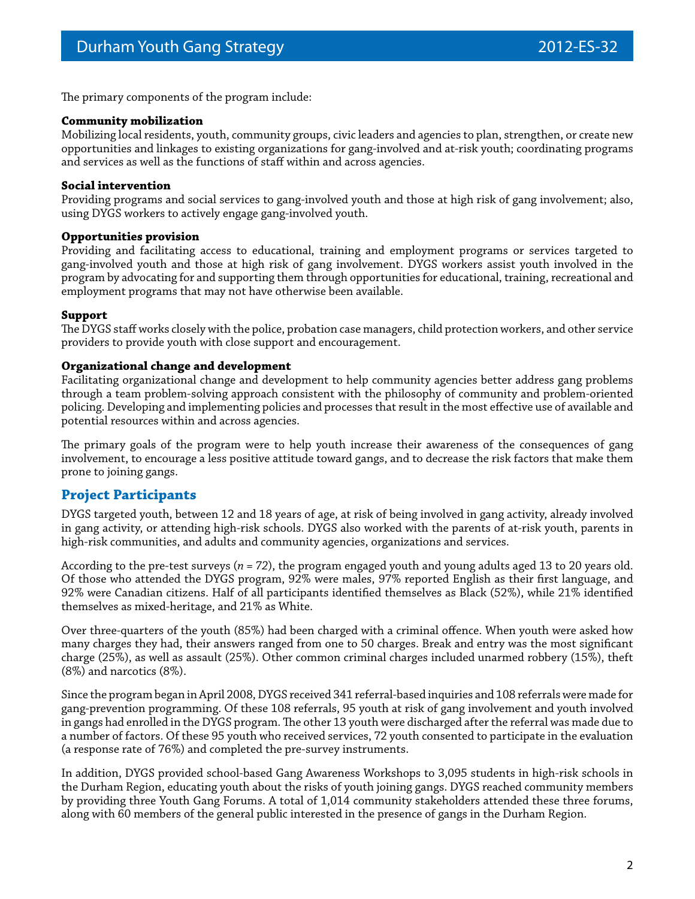The primary components of the program include:

**Community mobilization**
Mobilizing local residents, youth, community groups, civic leaders and agencies to plan, strengthen, or create new opportunities and linkages to existing organizations for gang-involved and at-risk youth; coordinating programs and services as well as the functions of staff within and across agencies.

**Social intervention**
Providing programs and social services to gang-involved youth and those at high risk of gang involvement; also, using DYGS workers to actively engage gang-involved youth.

**Opportunities provision**
Providing and facilitating access to educational, training and employment programs or services targeted to gang-involved youth and those at high risk of gang involvement. DYGS workers assist youth involved in the program by advocating for and supporting them through opportunities for educational, training, recreational and employment programs that may not have otherwise been available.

**Support**
The DYGS staff works closely with the police, probation case managers, child protection workers, and other service providers to provide youth with close support and encouragement.

**Organizational change and development**
Facilitating organizational change and development to help community agencies better address gang problems through a team problem-solving approach consistent with the philosophy of community and problem-oriented policing. Developing and implementing policies and processes that result in the most effective use of available and potential resources within and across agencies.

The primary goals of the program were to help youth increase their awareness of the consequences of gang involvement, to encourage a less positive attitude toward gangs, and to decrease the risk factors that make them prone to joining gangs.

## Project Participants

DYGS targeted youth, between 12 and 18 years of age, at risk of being involved in gang activity, already involved in gang activity, or attending high-risk schools. DYGS also worked with the parents of at-risk youth, parents in high-risk communities, and adults and community agencies, organizations and services.

According to the pre-test surveys ($n$ = 72), the program engaged youth and young adults aged 13 to 20 years old. Of those who attended the DYGS program, 92% were males, 97% reported English as their first language, and 92% were Canadian citizens. Half of all participants identified themselves as Black (52%), while 21% identified themselves as mixed-heritage, and 21% as White.

Over three-quarters of the youth (85%) had been charged with a criminal offence. When youth were asked how many charges they had, their answers ranged from one to 50 charges. Break and entry was the most significant charge (25%), as well as assault (25%). Other common criminal charges included unarmed robbery (15%), theft (8%) and narcotics (8%).

Since the program began in April 2008, DYGS received 341 referral-based inquiries and 108 referrals were made for gang-prevention programming. Of these 108 referrals, 95 youth at risk of gang involvement and youth involved in gangs had enrolled in the DYGS program. The other 13 youth were discharged after the referral was made due to a number of factors. Of these 95 youth who received services, 72 youth consented to participate in the evaluation (a response rate of 76%) and completed the pre-survey instruments.

In addition, DYGS provided school-based Gang Awareness Workshops to 3,095 students in high-risk schools in the Durham Region, educating youth about the risks of youth joining gangs. DYGS reached community members by providing three Youth Gang Forums. A total of 1,014 community stakeholders attended these three forums, along with 60 members of the general public interested in the presence of gangs in the Durham Region.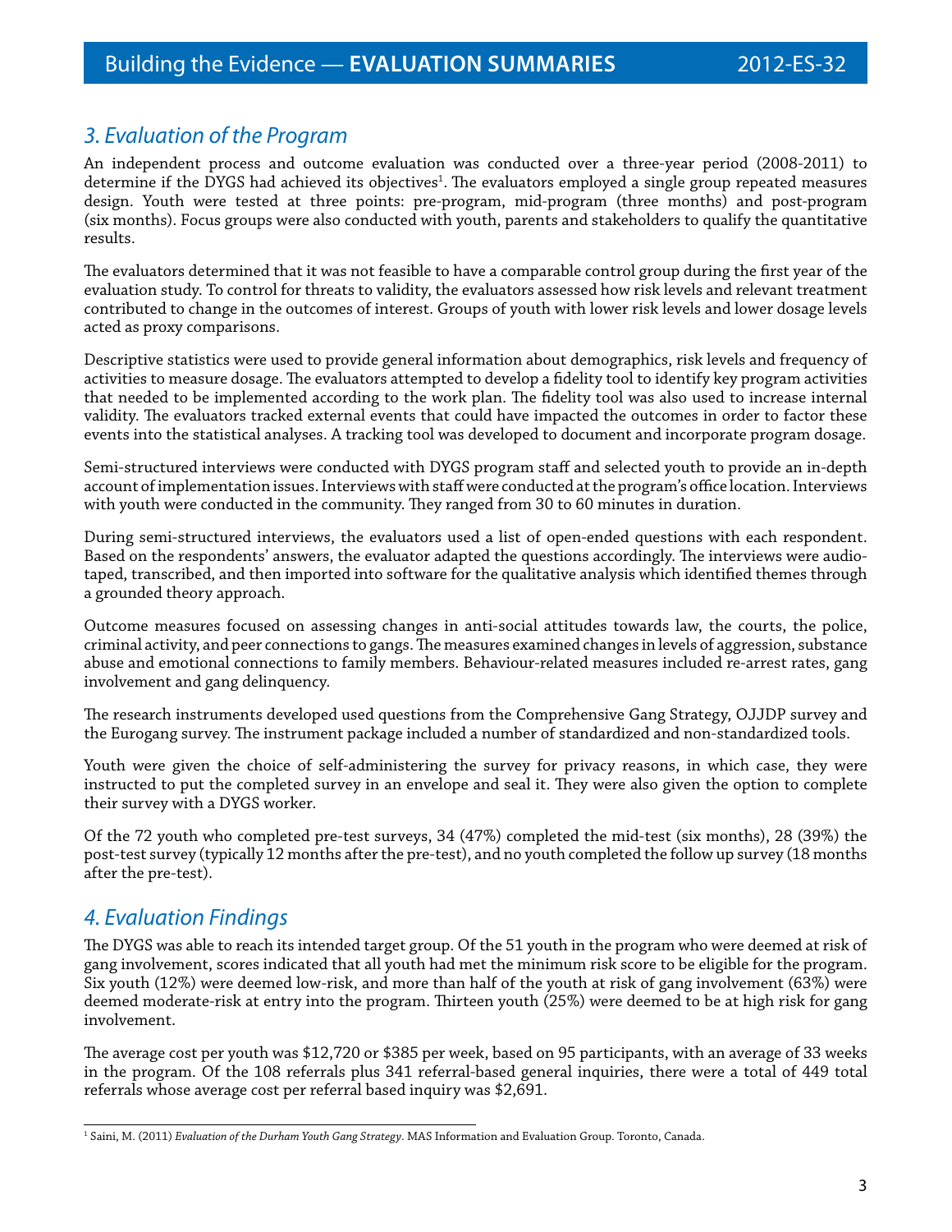## 3. Evaluation of the Program

An independent process and outcome evaluation was conducted over a three-year period (2008-2011) to determine if the DYGS had achieved its objectives[1]. The evaluators employed a single group repeated measures design. Youth were tested at three points: pre-program, mid-program (three months) and post-program (six months). Focus groups were also conducted with youth, parents and stakeholders to qualify the quantitative results.

The evaluators determined that it was not feasible to have a comparable control group during the first year of the evaluation study. To control for threats to validity, the evaluators assessed how risk levels and relevant treatment contributed to change in the outcomes of interest. Groups of youth with lower risk levels and lower dosage levels acted as proxy comparisons.

Descriptive statistics were used to provide general information about demographics, risk levels and frequency of activities to measure dosage. The evaluators attempted to develop a fidelity tool to identify key program activities that needed to be implemented according to the work plan. The fidelity tool was also used to increase internal validity. The evaluators tracked external events that could have impacted the outcomes in order to factor these events into the statistical analyses. A tracking tool was developed to document and incorporate program dosage.

Semi-structured interviews were conducted with DYGS program staff and selected youth to provide an in-depth account of implementation issues. Interviews with staff were conducted at the program's office location. Interviews with youth were conducted in the community. They ranged from 30 to 60 minutes in duration.

During semi-structured interviews, the evaluators used a list of open-ended questions with each respondent. Based on the respondents' answers, the evaluator adapted the questions accordingly. The interviews were audio-taped, transcribed, and then imported into software for the qualitative analysis which identified themes through a grounded theory approach.

Outcome measures focused on assessing changes in anti-social attitudes towards law, the courts, the police, criminal activity, and peer connections to gangs. The measures examined changes in levels of aggression, substance abuse and emotional connections to family members. Behaviour-related measures included re-arrest rates, gang involvement and gang delinquency.

The research instruments developed used questions from the Comprehensive Gang Strategy, OJJDP survey and the Eurogang survey. The instrument package included a number of standardized and non-standardized tools.

Youth were given the choice of self-administering the survey for privacy reasons, in which case, they were instructed to put the completed survey in an envelope and seal it. They were also given the option to complete their survey with a DYGS worker.

Of the 72 youth who completed pre-test surveys, 34 (47%) completed the mid-test (six months), 28 (39%) the post-test survey (typically 12 months after the pre-test), and no youth completed the follow up survey (18 months after the pre-test).

## 4. Evaluation Findings

The DYGS was able to reach its intended target group. Of the 51 youth in the program who were deemed at risk of gang involvement, scores indicated that all youth had met the minimum risk score to be eligible for the program. Six youth (12%) were deemed low-risk, and more than half of the youth at risk of gang involvement (63%) were deemed moderate-risk at entry into the program. Thirteen youth (25%) were deemed to be at high risk for gang involvement.

The average cost per youth was $12,720 or $385 per week, based on 95 participants, with an average of 33 weeks in the program. Of the 108 referrals plus 341 referral-based general inquiries, there were a total of 449 total referrals whose average cost per referral based inquiry was $2,691.

---

[1] Saini, M. (2011) *Evaluation of the Durham Youth Gang Strategy*. MAS Information and Evaluation Group. Toronto, Canada.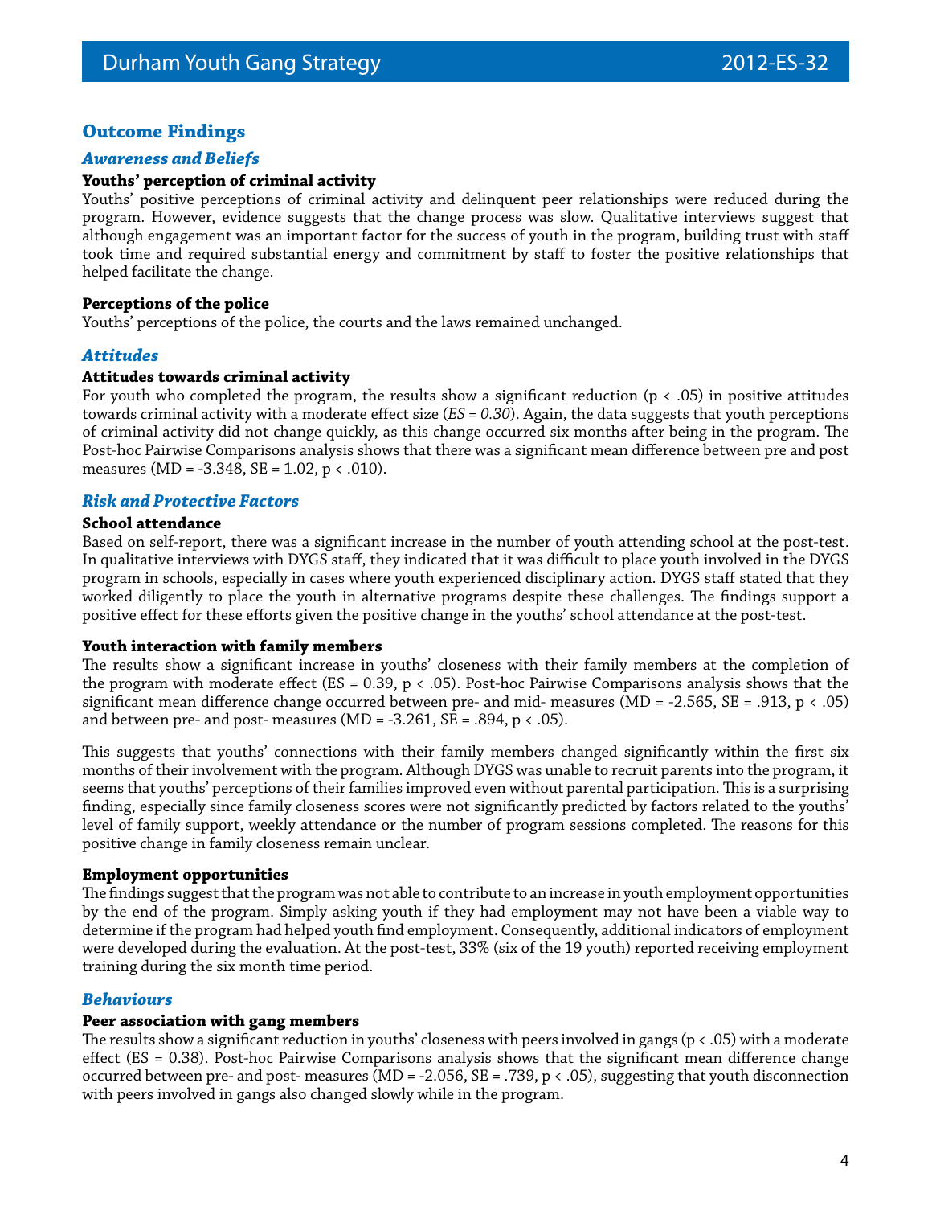## Outcome Findings

### *Awareness and Beliefs*

**Youths' perception of criminal activity**

Youths' positive perceptions of criminal activity and delinquent peer relationships were reduced during the program. However, evidence suggests that the change process was slow. Qualitative interviews suggest that although engagement was an important factor for the success of youth in the program, building trust with staff took time and required substantial energy and commitment by staff to foster the positive relationships that helped facilitate the change.

**Perceptions of the police**

Youths' perceptions of the police, the courts and the laws remained unchanged.

### *Attitudes*

**Attitudes towards criminal activity**

For youth who completed the program, the results show a significant reduction ($p < .05$) in positive attitudes towards criminal activity with a moderate effect size (*ES = 0.30*). Again, the data suggests that youth perceptions of criminal activity did not change quickly, as this change occurred six months after being in the program. The Post-hoc Pairwise Comparisons analysis shows that there was a significant mean difference between pre and post measures (MD = -3.348, SE = 1.02, $p < .010$).

### *Risk and Protective Factors*

**School attendance**

Based on self-report, there was a significant increase in the number of youth attending school at the post-test. In qualitative interviews with DYGS staff, they indicated that it was difficult to place youth involved in the DYGS program in schools, especially in cases where youth experienced disciplinary action. DYGS staff stated that they worked diligently to place the youth in alternative programs despite these challenges. The findings support a positive effect for these efforts given the positive change in the youths' school attendance at the post-test.

**Youth interaction with family members**

The results show a significant increase in youths' closeness with their family members at the completion of the program with moderate effect (ES = 0.39, $p < .05$). Post-hoc Pairwise Comparisons analysis shows that the significant mean difference change occurred between pre- and mid- measures (MD = -2.565, SE = .913, $p < .05$) and between pre- and post- measures (MD = -3.261, SE = .894, $p < .05$).

This suggests that youths' connections with their family members changed significantly within the first six months of their involvement with the program. Although DYGS was unable to recruit parents into the program, it seems that youths' perceptions of their families improved even without parental participation. This is a surprising finding, especially since family closeness scores were not significantly predicted by factors related to the youths' level of family support, weekly attendance or the number of program sessions completed. The reasons for this positive change in family closeness remain unclear.

**Employment opportunities**

The findings suggest that the program was not able to contribute to an increase in youth employment opportunities by the end of the program. Simply asking youth if they had employment may not have been a viable way to determine if the program had helped youth find employment. Consequently, additional indicators of employment were developed during the evaluation. At the post-test, 33% (six of the 19 youth) reported receiving employment training during the six month time period.

### *Behaviours*

**Peer association with gang members**

The results show a significant reduction in youths' closeness with peers involved in gangs ($p < .05$) with a moderate effect (ES = 0.38). Post-hoc Pairwise Comparisons analysis shows that the significant mean difference change occurred between pre- and post- measures (MD = -2.056, SE = .739, $p < .05$), suggesting that youth disconnection with peers involved in gangs also changed slowly while in the program.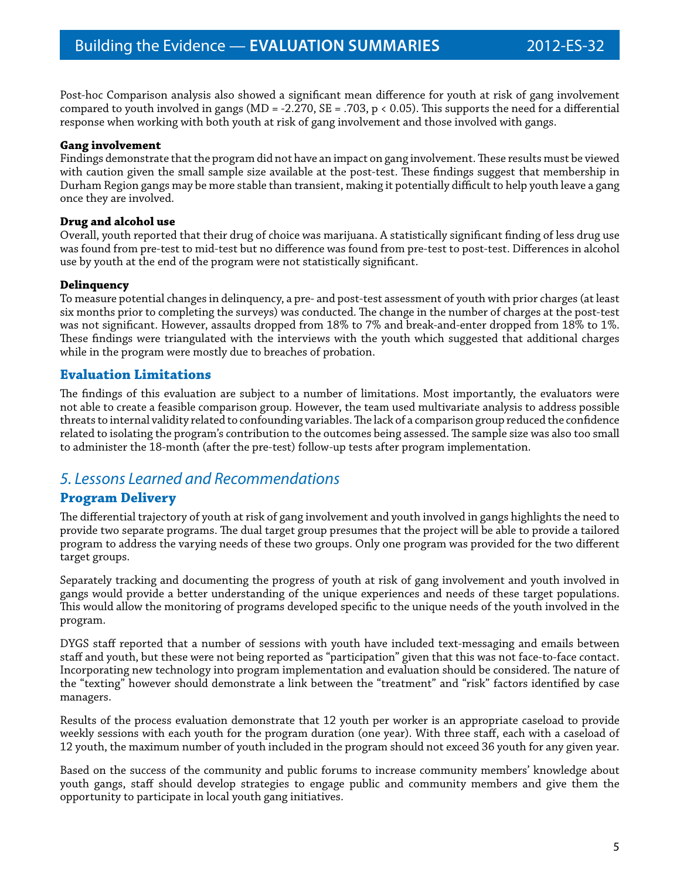Post-hoc Comparison analysis also showed a significant mean difference for youth at risk of gang involvement compared to youth involved in gangs ($MD = -2.270$, $SE = .703$, $p < 0.05$). This supports the need for a differential response when working with both youth at risk of gang involvement and those involved with gangs.

**Gang involvement**

Findings demonstrate that the program did not have an impact on gang involvement. These results must be viewed with caution given the small sample size available at the post-test. These findings suggest that membership in Durham Region gangs may be more stable than transient, making it potentially difficult to help youth leave a gang once they are involved.

**Drug and alcohol use**

Overall, youth reported that their drug of choice was marijuana. A statistically significant finding of less drug use was found from pre-test to mid-test but no difference was found from pre-test to post-test. Differences in alcohol use by youth at the end of the program were not statistically significant.

**Delinquency**

To measure potential changes in delinquency, a pre- and post-test assessment of youth with prior charges (at least six months prior to completing the surveys) was conducted. The change in the number of charges at the post-test was not significant. However, assaults dropped from 18% to 7% and break-and-enter dropped from 18% to 1%. These findings were triangulated with the interviews with the youth which suggested that additional charges while in the program were mostly due to breaches of probation.

### Evaluation Limitations

The findings of this evaluation are subject to a number of limitations. Most importantly, the evaluators were not able to create a feasible comparison group. However, the team used multivariate analysis to address possible threats to internal validity related to confounding variables. The lack of a comparison group reduced the confidence related to isolating the program's contribution to the outcomes being assessed. The sample size was also too small to administer the 18-month (after the pre-test) follow-up tests after program implementation.

## *5. Lessons Learned and Recommendations*

### Program Delivery

The differential trajectory of youth at risk of gang involvement and youth involved in gangs highlights the need to provide two separate programs. The dual target group presumes that the project will be able to provide a tailored program to address the varying needs of these two groups. Only one program was provided for the two different target groups.

Separately tracking and documenting the progress of youth at risk of gang involvement and youth involved in gangs would provide a better understanding of the unique experiences and needs of these target populations. This would allow the monitoring of programs developed specific to the unique needs of the youth involved in the program.

DYGS staff reported that a number of sessions with youth have included text-messaging and emails between staff and youth, but these were not being reported as "participation" given that this was not face-to-face contact. Incorporating new technology into program implementation and evaluation should be considered. The nature of the "texting" however should demonstrate a link between the "treatment" and "risk" factors identified by case managers.

Results of the process evaluation demonstrate that 12 youth per worker is an appropriate caseload to provide weekly sessions with each youth for the program duration (one year). With three staff, each with a caseload of 12 youth, the maximum number of youth included in the program should not exceed 36 youth for any given year.

Based on the success of the community and public forums to increase community members' knowledge about youth gangs, staff should develop strategies to engage public and community members and give them the opportunity to participate in local youth gang initiatives.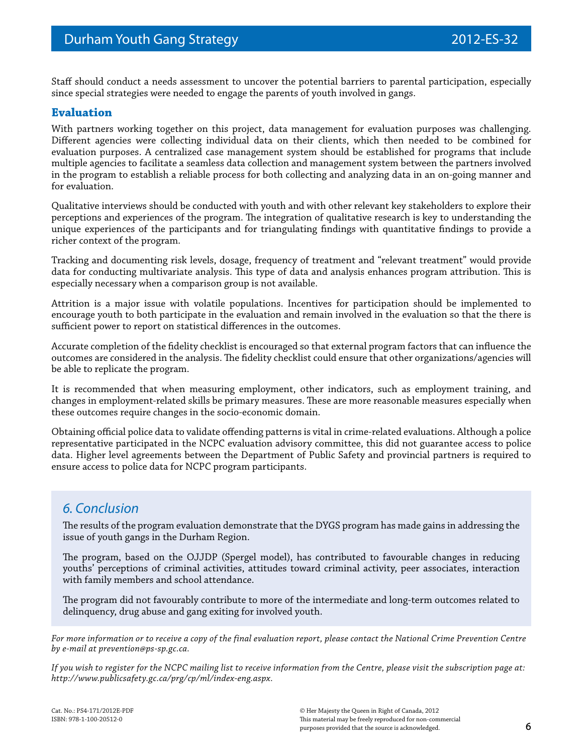Staff should conduct a needs assessment to uncover the potential barriers to parental participation, especially since special strategies were needed to engage the parents of youth involved in gangs.

### Evaluation

With partners working together on this project, data management for evaluation purposes was challenging. Different agencies were collecting individual data on their clients, which then needed to be combined for evaluation purposes. A centralized case management system should be established for programs that include multiple agencies to facilitate a seamless data collection and management system between the partners involved in the program to establish a reliable process for both collecting and analyzing data in an on-going manner and for evaluation.

Qualitative interviews should be conducted with youth and with other relevant key stakeholders to explore their perceptions and experiences of the program. The integration of qualitative research is key to understanding the unique experiences of the participants and for triangulating findings with quantitative findings to provide a richer context of the program.

Tracking and documenting risk levels, dosage, frequency of treatment and "relevant treatment" would provide data for conducting multivariate analysis. This type of data and analysis enhances program attribution. This is especially necessary when a comparison group is not available.

Attrition is a major issue with volatile populations. Incentives for participation should be implemented to encourage youth to both participate in the evaluation and remain involved in the evaluation so that the there is sufficient power to report on statistical differences in the outcomes.

Accurate completion of the fidelity checklist is encouraged so that external program factors that can influence the outcomes are considered in the analysis. The fidelity checklist could ensure that other organizations/agencies will be able to replicate the program.

It is recommended that when measuring employment, other indicators, such as employment training, and changes in employment-related skills be primary measures. These are more reasonable measures especially when these outcomes require changes in the socio-economic domain.

Obtaining official police data to validate offending patterns is vital in crime-related evaluations. Although a police representative participated in the NCPC evaluation advisory committee, this did not guarantee access to police data. Higher level agreements between the Department of Public Safety and provincial partners is required to ensure access to police data for NCPC program participants.

## 6. Conclusion

The results of the program evaluation demonstrate that the DYGS program has made gains in addressing the issue of youth gangs in the Durham Region.

The program, based on the OJJDP (Spergel model), has contributed to favourable changes in reducing youths' perceptions of criminal activities, attitudes toward criminal activity, peer associates, interaction with family members and school attendance.

The program did not favourably contribute to more of the intermediate and long-term outcomes related to delinquency, drug abuse and gang exiting for involved youth.

*For more information or to receive a copy of the final evaluation report, please contact the National Crime Prevention Centre by e-mail at prevention@ps-sp.gc.ca.*

*If you wish to register for the NCPC mailing list to receive information from the Centre, please visit the subscription page at: http://www.publicsafety.gc.ca/prg/cp/ml/index-eng.aspx.*

Cat. No.: PS4-171/2012E-PDF
ISBN: 978-1-100-20512-0

© Her Majesty the Queen in Right of Canada, 2012
This material may be freely reproduced for non-commercial purposes provided that the source is acknowledged.